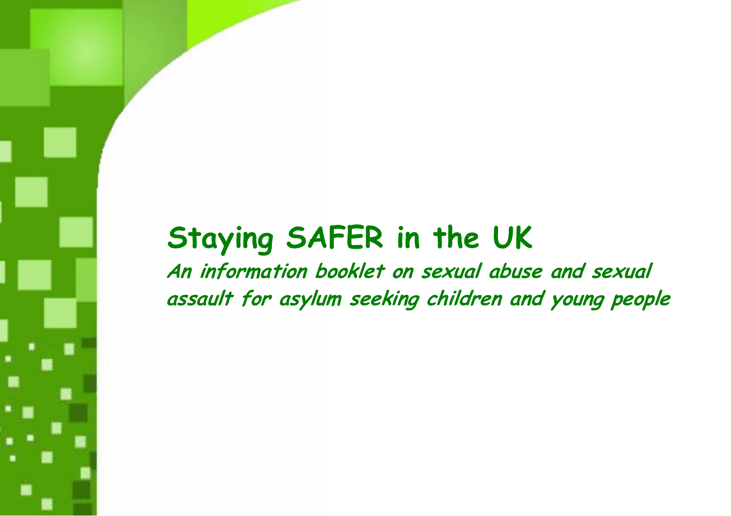# Staying SAFER in the UK

***An information booklet on sexual abuse and sexual assault for asylum seeking children and young people***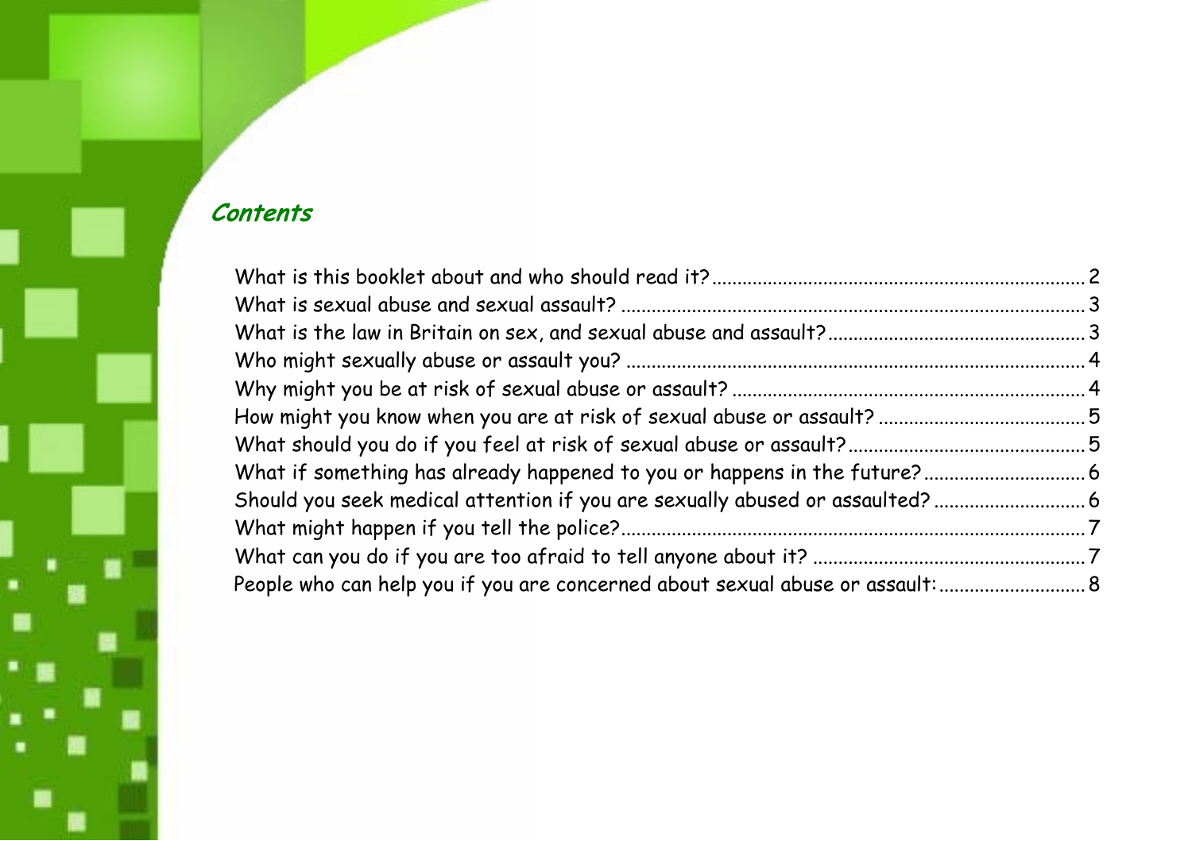## *Contents*

What is this booklet about and who should read it? ........ 2
What is sexual abuse and sexual assault? ........ 3
What is the law in Britain on sex, and sexual abuse and assault? ........ 3
Who might sexually abuse or assault you? ........ 4
Why might you be at risk of sexual abuse or assault? ........ 4
How might you know when you are at risk of sexual abuse or assault? ........ 5
What should you do if you feel at risk of sexual abuse or assault? ........ 5
What if something has already happened to you or happens in the future? ........ 6
Should you seek medical attention if you are sexually abused or assaulted? ........ 6
What might happen if you tell the police? ........ 7
What can you do if you are too afraid to tell anyone about it? ........ 7
People who can help you if you are concerned about sexual abuse or assault: ........ 8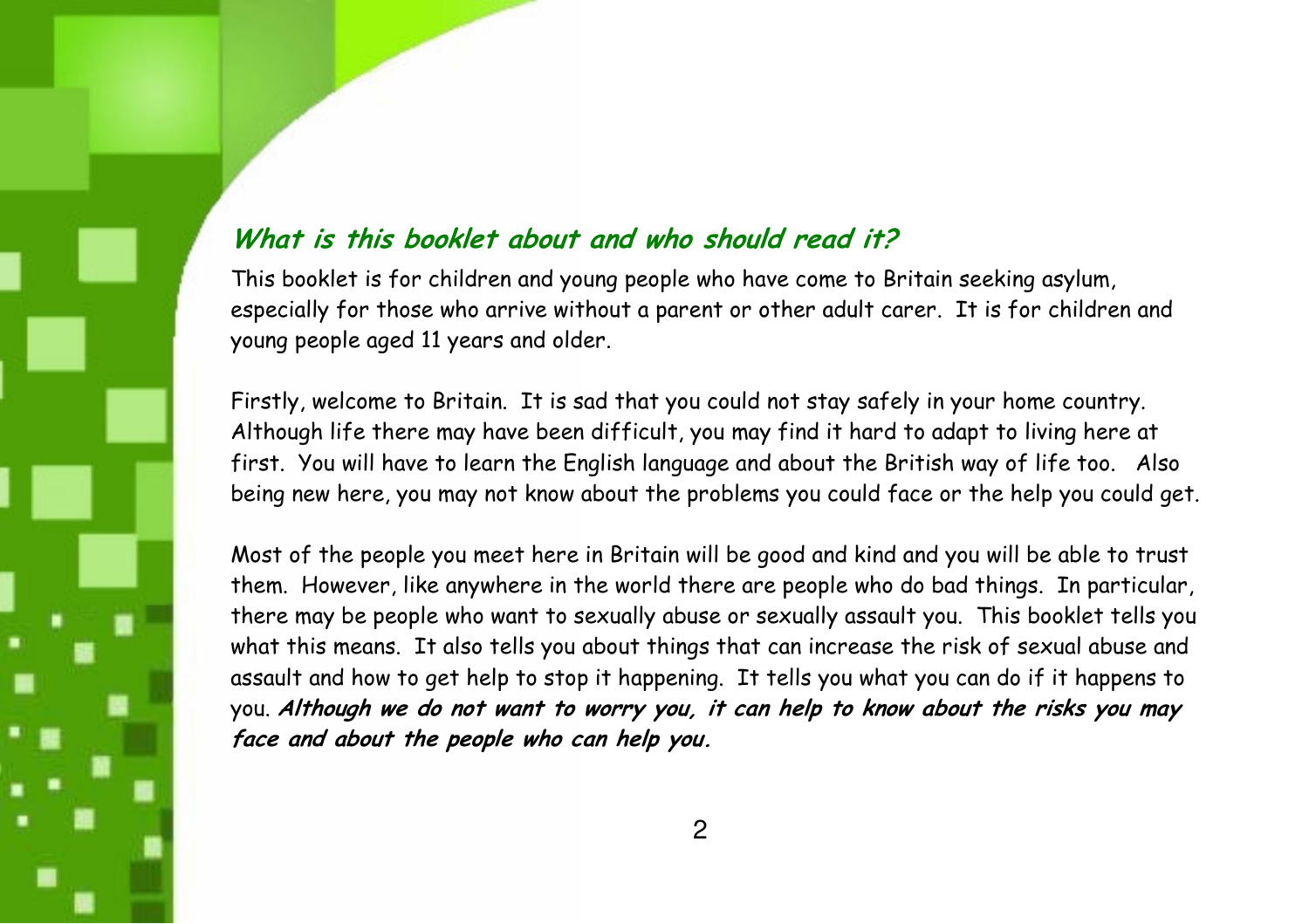## ***What is this booklet about and who should read it?***

This booklet is for children and young people who have come to Britain seeking asylum, especially for those who arrive without a parent or other adult carer. It is for children and young people aged 11 years and older.

Firstly, welcome to Britain. It is sad that you could not stay safely in your home country. Although life there may have been difficult, you may find it hard to adapt to living here at first. You will have to learn the English language and about the British way of life too. Also being new here, you may not know about the problems you could face or the help you could get.

Most of the people you meet here in Britain will be good and kind and you will be able to trust them. However, like anywhere in the world there are people who do bad things. In particular, there may be people who want to sexually abuse or sexually assault you. This booklet tells you what this means. It also tells you about things that can increase the risk of sexual abuse and assault and how to get help to stop it happening. It tells you what you can do if it happens to you. ***Although we do not want to worry you, it can help to know about the risks you may face and about the people who can help you.***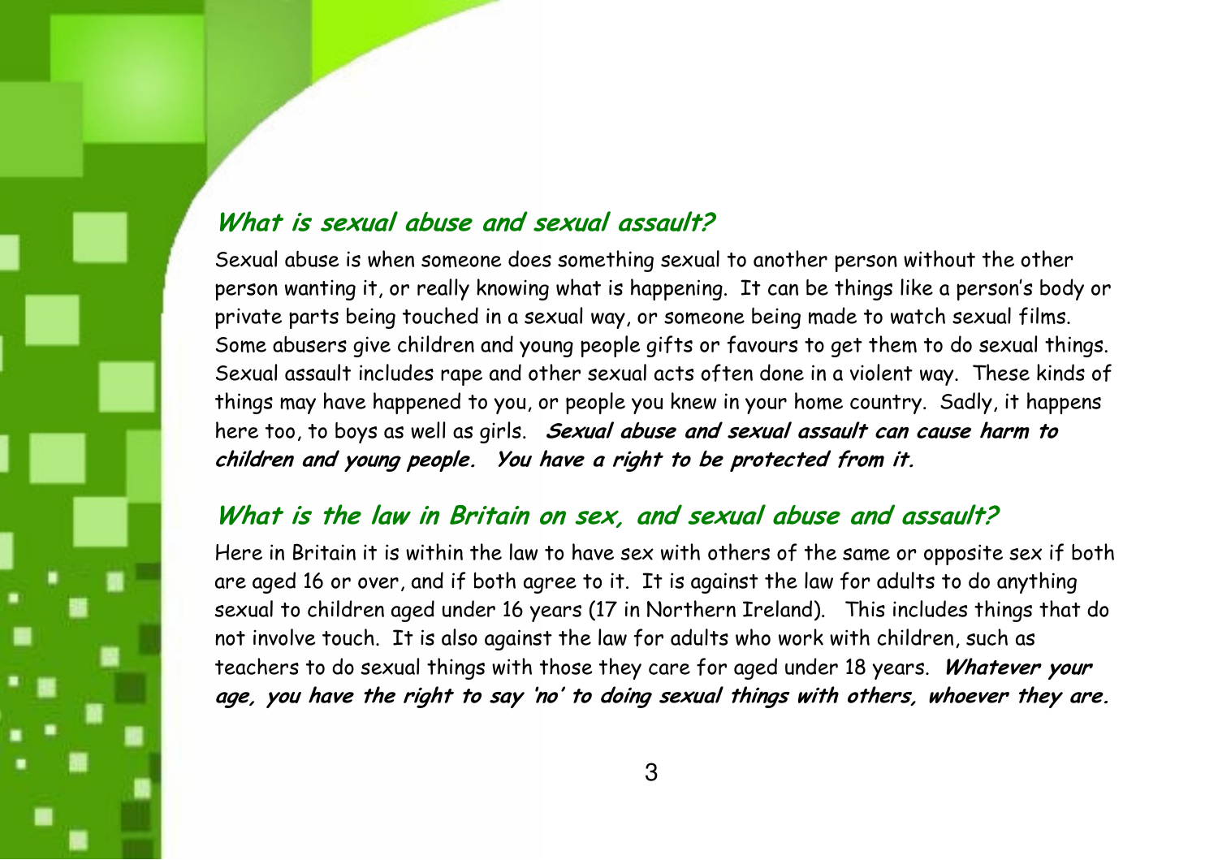## *What is sexual abuse and sexual assault?*

Sexual abuse is when someone does something sexual to another person without the other person wanting it, or really knowing what is happening. It can be things like a person's body or private parts being touched in a sexual way, or someone being made to watch sexual films. Some abusers give children and young people gifts or favours to get them to do sexual things. Sexual assault includes rape and other sexual acts often done in a violent way. These kinds of things may have happened to you, or people you knew in your home country. Sadly, it happens here too, to boys as well as girls. ***Sexual abuse and sexual assault can cause harm to children and young people. You have a right to be protected from it.***

## *What is the law in Britain on sex, and sexual abuse and assault?*

Here in Britain it is within the law to have sex with others of the same or opposite sex if both are aged 16 or over, and if both agree to it. It is against the law for adults to do anything sexual to children aged under 16 years (17 in Northern Ireland). This includes things that do not involve touch. It is also against the law for adults who work with children, such as teachers to do sexual things with those they care for aged under 18 years. ***Whatever your age, you have the right to say 'no' to doing sexual things with others, whoever they are.***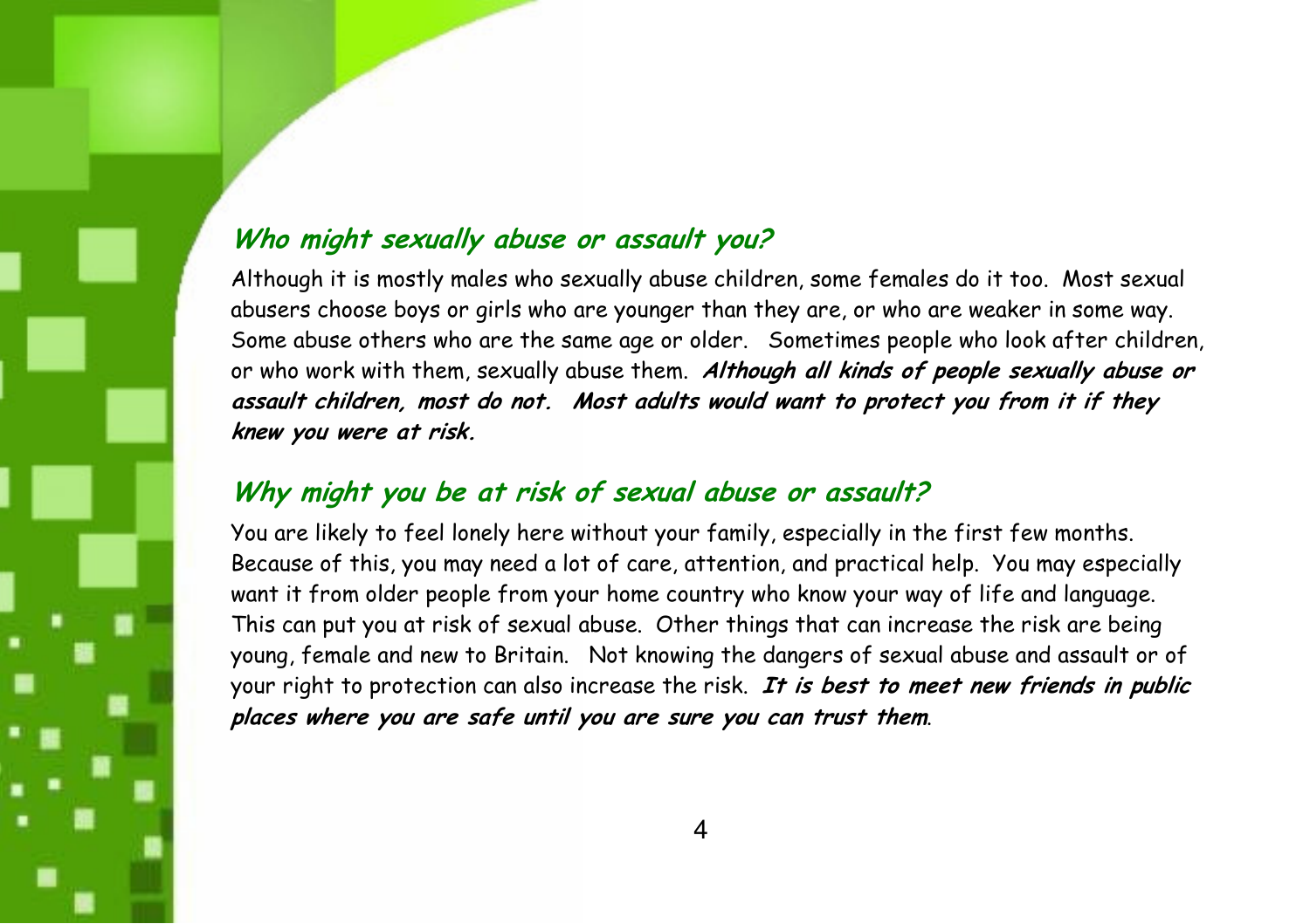## *Who might sexually abuse or assault you?*

Although it is mostly males who sexually abuse children, some females do it too. Most sexual abusers choose boys or girls who are younger than they are, or who are weaker in some way. Some abuse others who are the same age or older. Sometimes people who look after children, or who work with them, sexually abuse them. ***Although all kinds of people sexually abuse or assault children, most do not. Most adults would want to protect you from it if they knew you were at risk.***

## *Why might you be at risk of sexual abuse or assault?*

You are likely to feel lonely here without your family, especially in the first few months. Because of this, you may need a lot of care, attention, and practical help. You may especially want it from older people from your home country who know your way of life and language. This can put you at risk of sexual abuse. Other things that can increase the risk are being young, female and new to Britain. Not knowing the dangers of sexual abuse and assault or of your right to protection can also increase the risk. ***It is best to meet new friends in public places where you are safe until you are sure you can trust them***.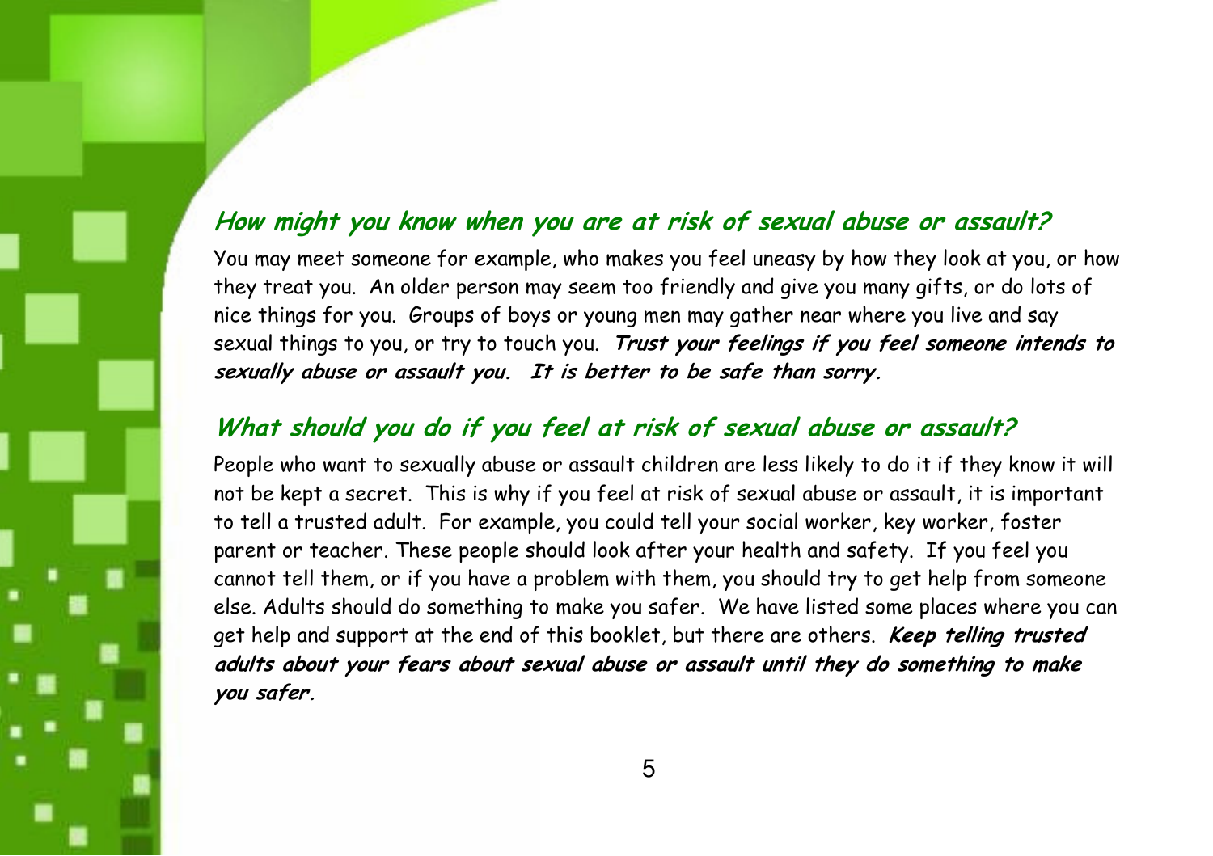## *How might you know when you are at risk of sexual abuse or assault?*

You may meet someone for example, who makes you feel uneasy by how they look at you, or how they treat you. An older person may seem too friendly and give you many gifts, or do lots of nice things for you. Groups of boys or young men may gather near where you live and say sexual things to you, or try to touch you. ***Trust your feelings if you feel someone intends to sexually abuse or assault you. It is better to be safe than sorry.***

## *What should you do if you feel at risk of sexual abuse or assault?*

People who want to sexually abuse or assault children are less likely to do it if they know it will not be kept a secret. This is why if you feel at risk of sexual abuse or assault, it is important to tell a trusted adult. For example, you could tell your social worker, key worker, foster parent or teacher. These people should look after your health and safety. If you feel you cannot tell them, or if you have a problem with them, you should try to get help from someone else. Adults should do something to make you safer. We have listed some places where you can get help and support at the end of this booklet, but there are others. ***Keep telling trusted adults about your fears about sexual abuse or assault until they do something to make you safer.***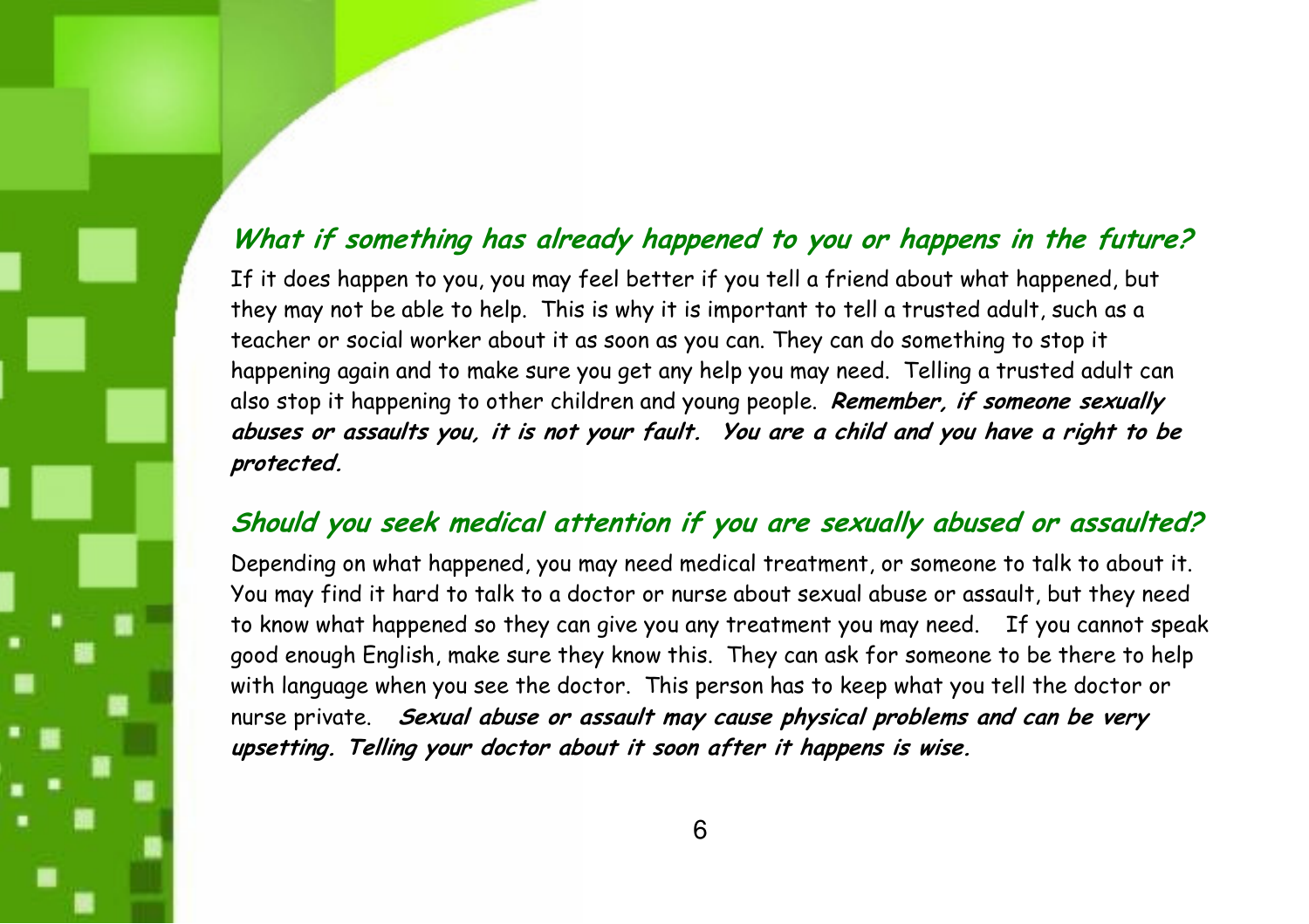## *What if something has already happened to you or happens in the future?*

If it does happen to you, you may feel better if you tell a friend about what happened, but they may not be able to help. This is why it is important to tell a trusted adult, such as a teacher or social worker about it as soon as you can. They can do something to stop it happening again and to make sure you get any help you may need. Telling a trusted adult can also stop it happening to other children and young people. ***Remember, if someone sexually abuses or assaults you, it is not your fault. You are a child and you have a right to be protected.***

## *Should you seek medical attention if you are sexually abused or assaulted?*

Depending on what happened, you may need medical treatment, or someone to talk to about it. You may find it hard to talk to a doctor or nurse about sexual abuse or assault, but they need to know what happened so they can give you any treatment you may need. If you cannot speak good enough English, make sure they know this. They can ask for someone to be there to help with language when you see the doctor. This person has to keep what you tell the doctor or nurse private. ***Sexual abuse or assault may cause physical problems and can be very upsetting. Telling your doctor about it soon after it happens is wise.***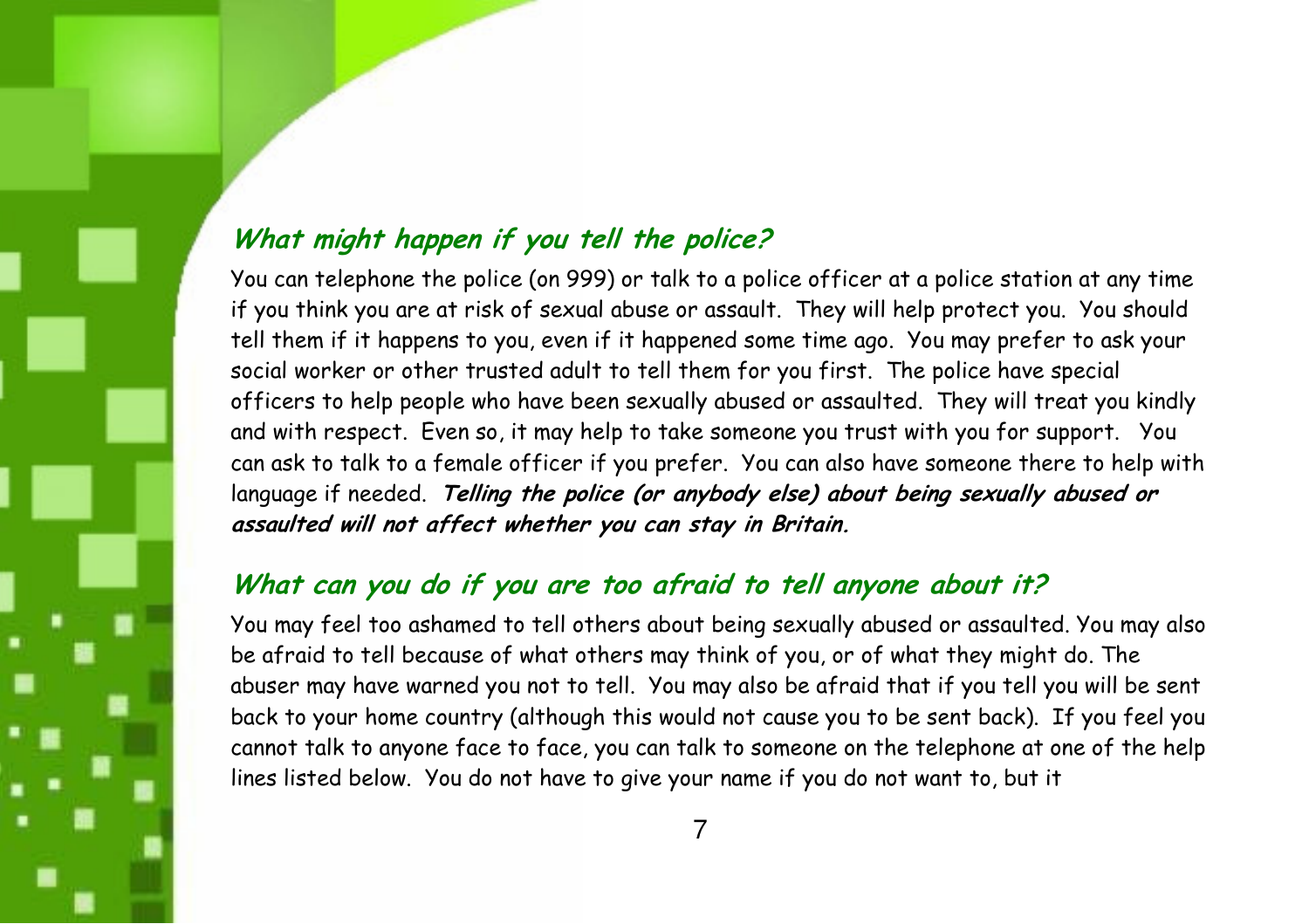## *What might happen if you tell the police?*

You can telephone the police (on 999) or talk to a police officer at a police station at any time if you think you are at risk of sexual abuse or assault. They will help protect you. You should tell them if it happens to you, even if it happened some time ago. You may prefer to ask your social worker or other trusted adult to tell them for you first. The police have special officers to help people who have been sexually abused or assaulted. They will treat you kindly and with respect. Even so, it may help to take someone you trust with you for support. You can ask to talk to a female officer if you prefer. You can also have someone there to help with language if needed. ***Telling the police (or anybody else) about being sexually abused or assaulted will not affect whether you can stay in Britain.***

## *What can you do if you are too afraid to tell anyone about it?*

You may feel too ashamed to tell others about being sexually abused or assaulted. You may also be afraid to tell because of what others may think of you, or of what they might do. The abuser may have warned you not to tell. You may also be afraid that if you tell you will be sent back to your home country (although this would not cause you to be sent back). If you feel you cannot talk to anyone face to face, you can talk to someone on the telephone at one of the help lines listed below. You do not have to give your name if you do not want to, but it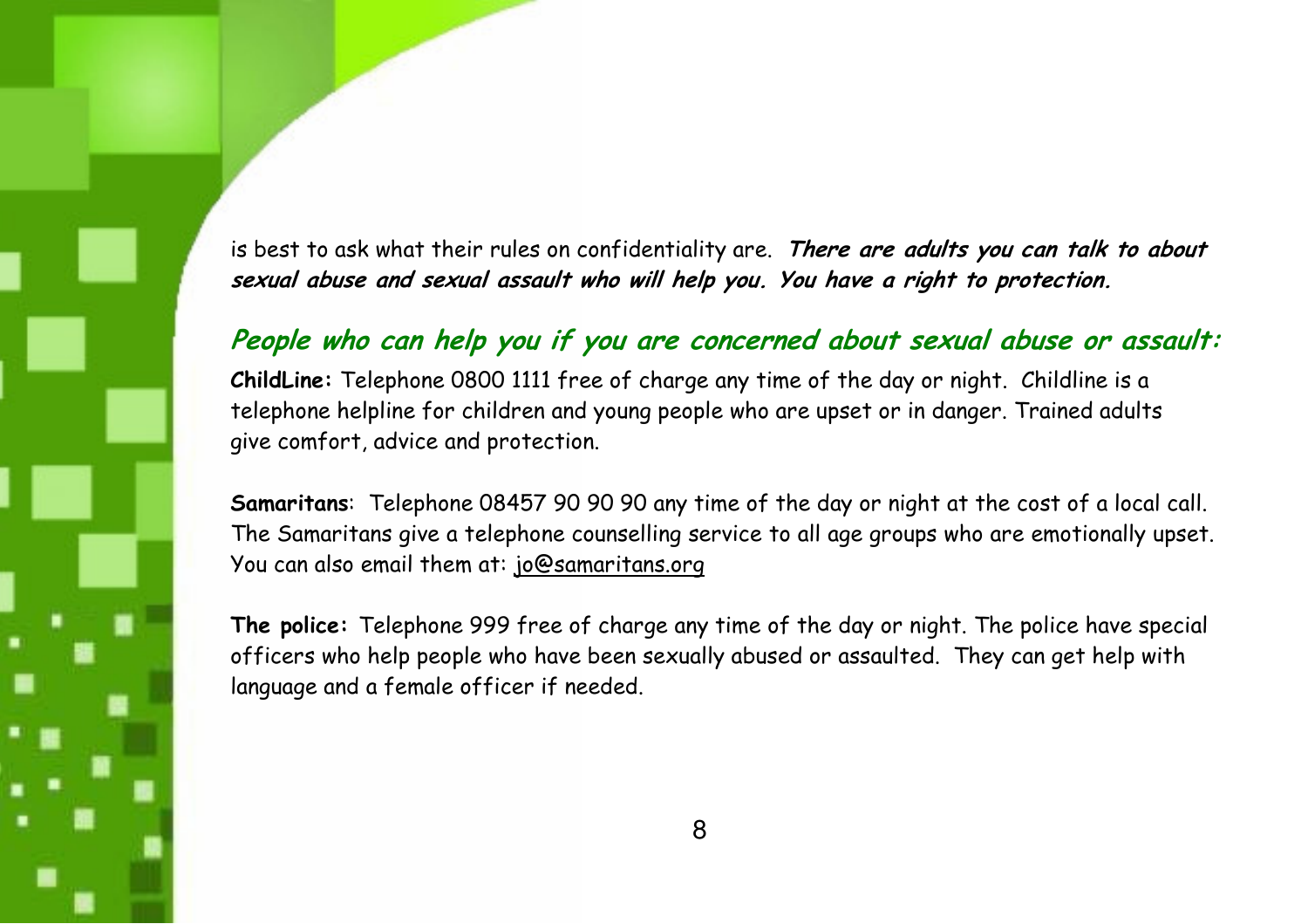is best to ask what their rules on confidentiality are. ***There are adults you can talk to about sexual abuse and sexual assault who will help you. You have a right to protection.***

## *People who can help you if you are concerned about sexual abuse or assault:*

**ChildLine:** Telephone 0800 1111 free of charge any time of the day or night. Childline is a telephone helpline for children and young people who are upset or in danger. Trained adults give comfort, advice and protection.

**Samaritans**: Telephone 08457 90 90 90 any time of the day or night at the cost of a local call. The Samaritans give a telephone counselling service to all age groups who are emotionally upset. You can also email them at: jo@samaritans.org

**The police:** Telephone 999 free of charge any time of the day or night. The police have special officers who help people who have been sexually abused or assaulted. They can get help with language and a female officer if needed.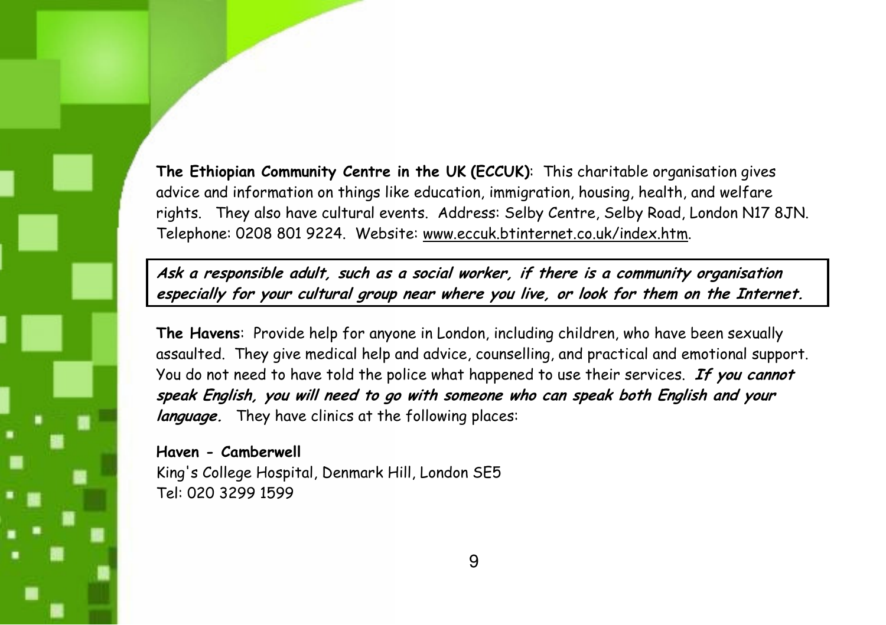**The Ethiopian Community Centre in the UK (ECCUK)**: This charitable organisation gives advice and information on things like education, immigration, housing, health, and welfare rights. They also have cultural events. Address: Selby Centre, Selby Road, London N17 8JN. Telephone: 0208 801 9224. Website: www.eccuk.btinternet.co.uk/index.htm.

***Ask a responsible adult, such as a social worker, if there is a community organisation especially for your cultural group near where you live, or look for them on the Internet.***

**The Havens**: Provide help for anyone in London, including children, who have been sexually assaulted. They give medical help and advice, counselling, and practical and emotional support. You do not need to have told the police what happened to use their services. ***If you cannot speak English, you will need to go with someone who can speak both English and your language.*** They have clinics at the following places:

**Haven - Camberwell**
King's College Hospital, Denmark Hill, London SE5
Tel: 020 3299 1599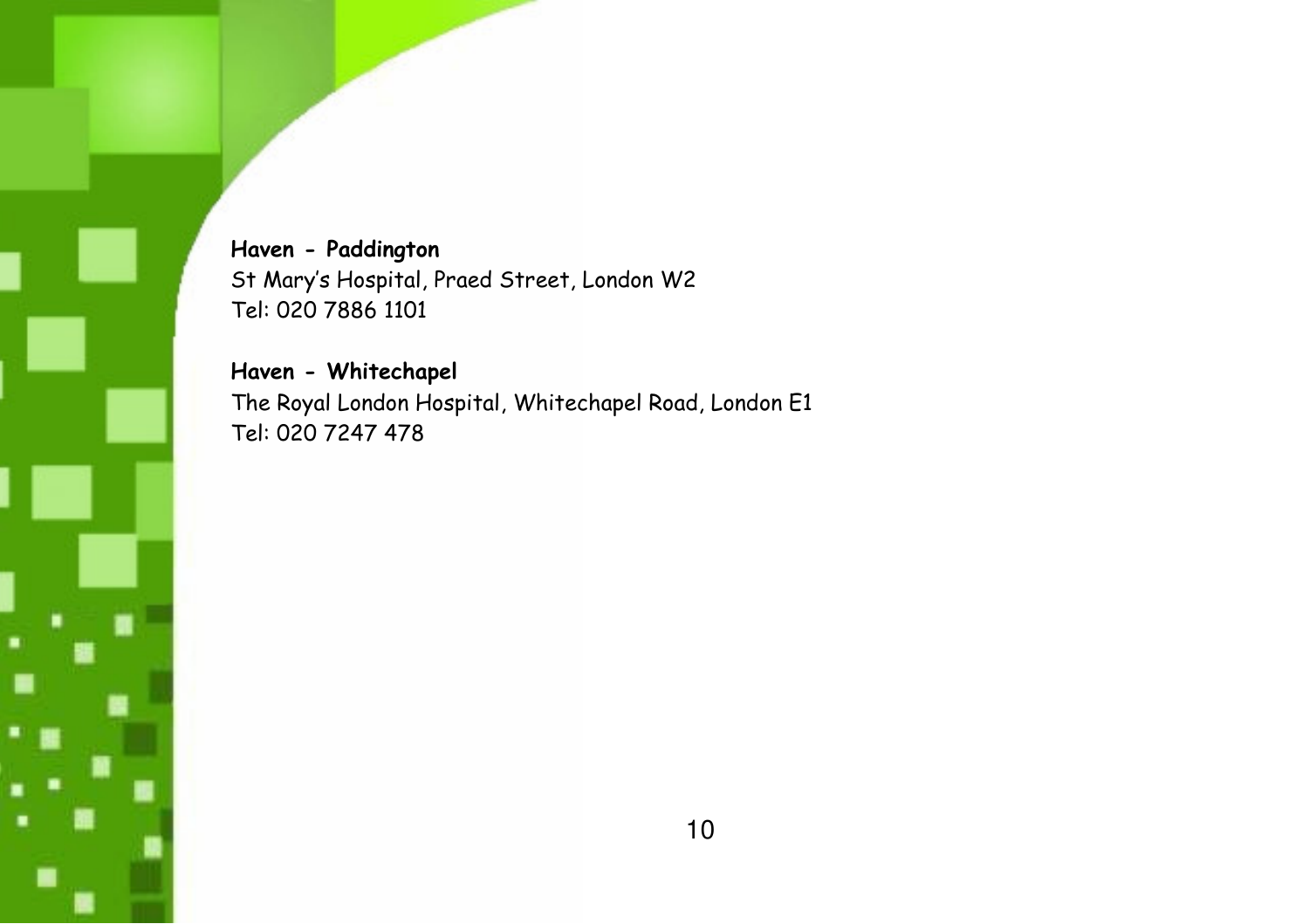**Haven - Paddington**
St Mary's Hospital, Praed Street, London W2
Tel: 020 7886 1101

**Haven - Whitechapel**
The Royal London Hospital, Whitechapel Road, London E1
Tel: 020 7247 478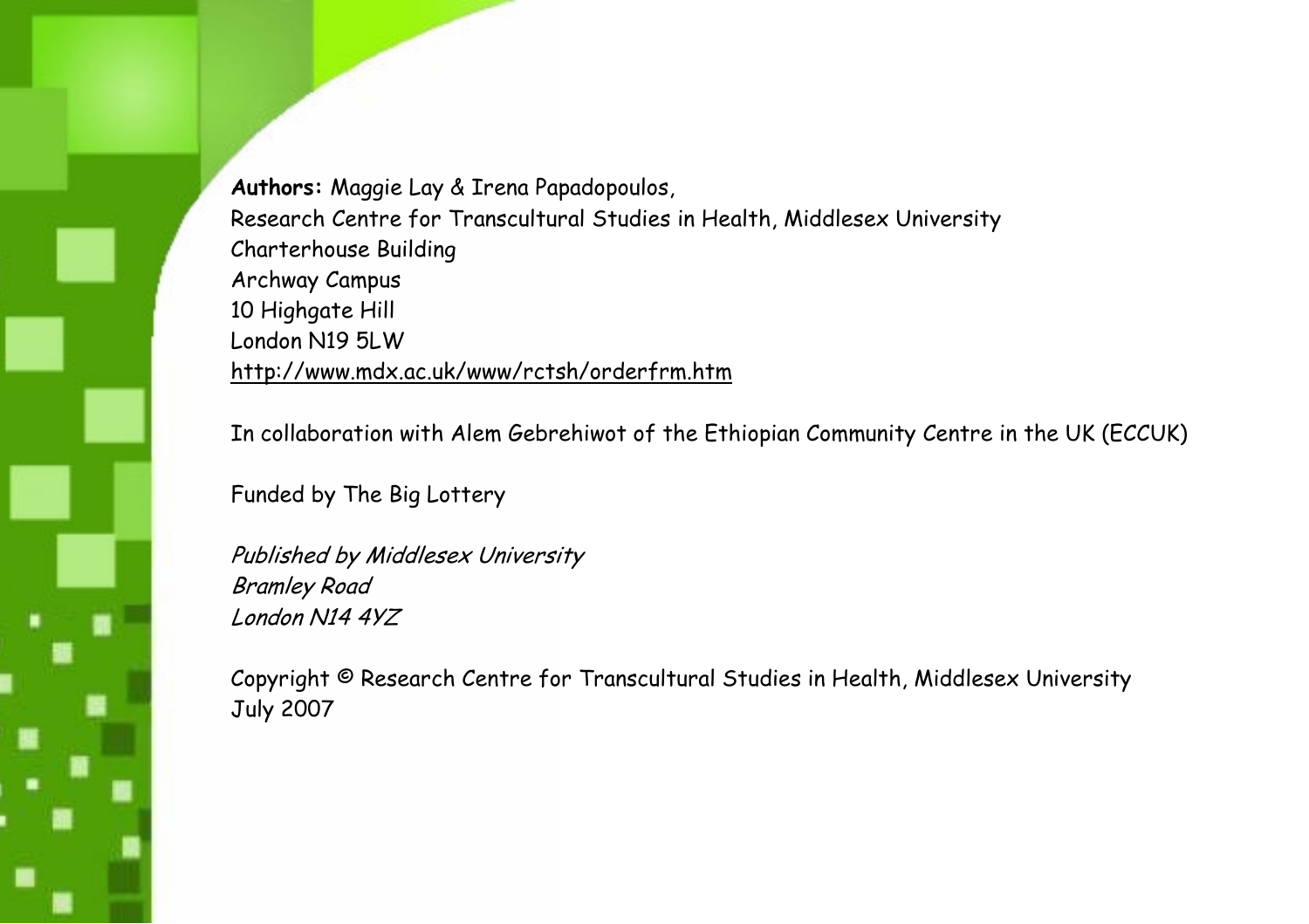**Authors:** Maggie Lay & Irena Papadopoulos,
Research Centre for Transcultural Studies in Health, Middlesex University
Charterhouse Building
Archway Campus
10 Highgate Hill
London N19 5LW
http://www.mdx.ac.uk/www/rctsh/orderfrm.htm

In collaboration with Alem Gebrehiwot of the Ethiopian Community Centre in the UK (ECCUK)

Funded by The Big Lottery

*Published by Middlesex University*
*Bramley Road*
*London N14 4YZ*

Copyright © Research Centre for Transcultural Studies in Health, Middlesex University
July 2007